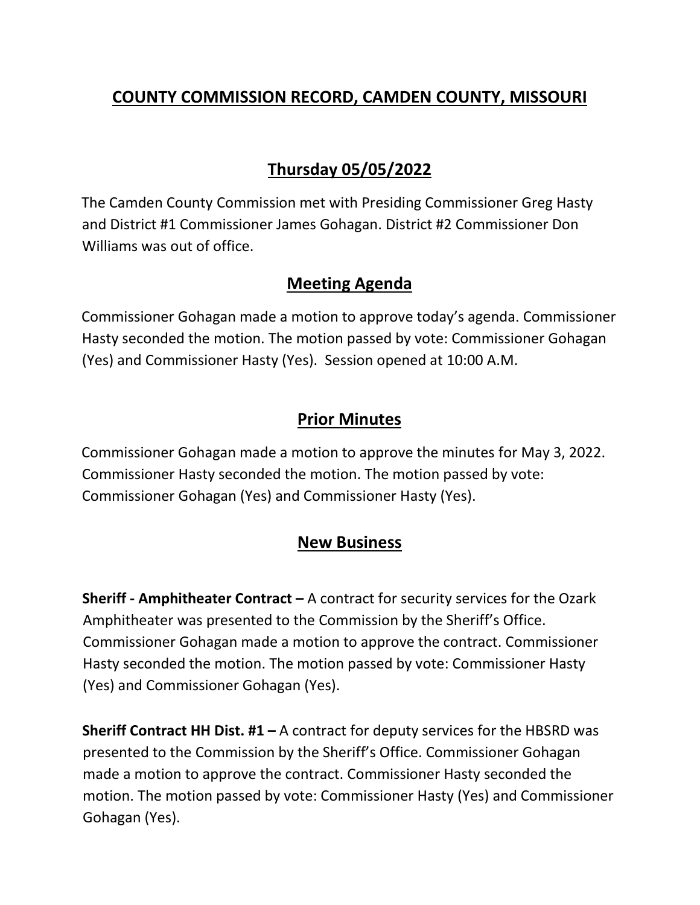# COUNTY COMMISSION RECORD, CAMDEN COUNTY, MISSOURI

## Thursday 05/05/2022

The Camden County Commission met with Presiding Commissioner Greg Hasty and District #1 Commissioner James Gohagan. District #2 Commissioner Don Williams was out of office.

## Meeting Agenda

Commissioner Gohagan made a motion to approve today's agenda. Commissioner Hasty seconded the motion. The motion passed by vote: Commissioner Gohagan (Yes) and Commissioner Hasty (Yes). Session opened at 10:00 A.M.

## Prior Minutes

Commissioner Gohagan made a motion to approve the minutes for May 3, 2022. Commissioner Hasty seconded the motion. The motion passed by vote: Commissioner Gohagan (Yes) and Commissioner Hasty (Yes).

## New Business

**Sheriff - Amphitheater Contract –** A contract for security services for the Ozark Amphitheater was presented to the Commission by the Sheriff's Office. Commissioner Gohagan made a motion to approve the contract. Commissioner Hasty seconded the motion. The motion passed by vote: Commissioner Hasty (Yes) and Commissioner Gohagan (Yes).

**Sheriff Contract HH Dist. #1 –** A contract for deputy services for the HBSRD was presented to the Commission by the Sheriff's Office. Commissioner Gohagan made a motion to approve the contract. Commissioner Hasty seconded the motion. The motion passed by vote: Commissioner Hasty (Yes) and Commissioner Gohagan (Yes).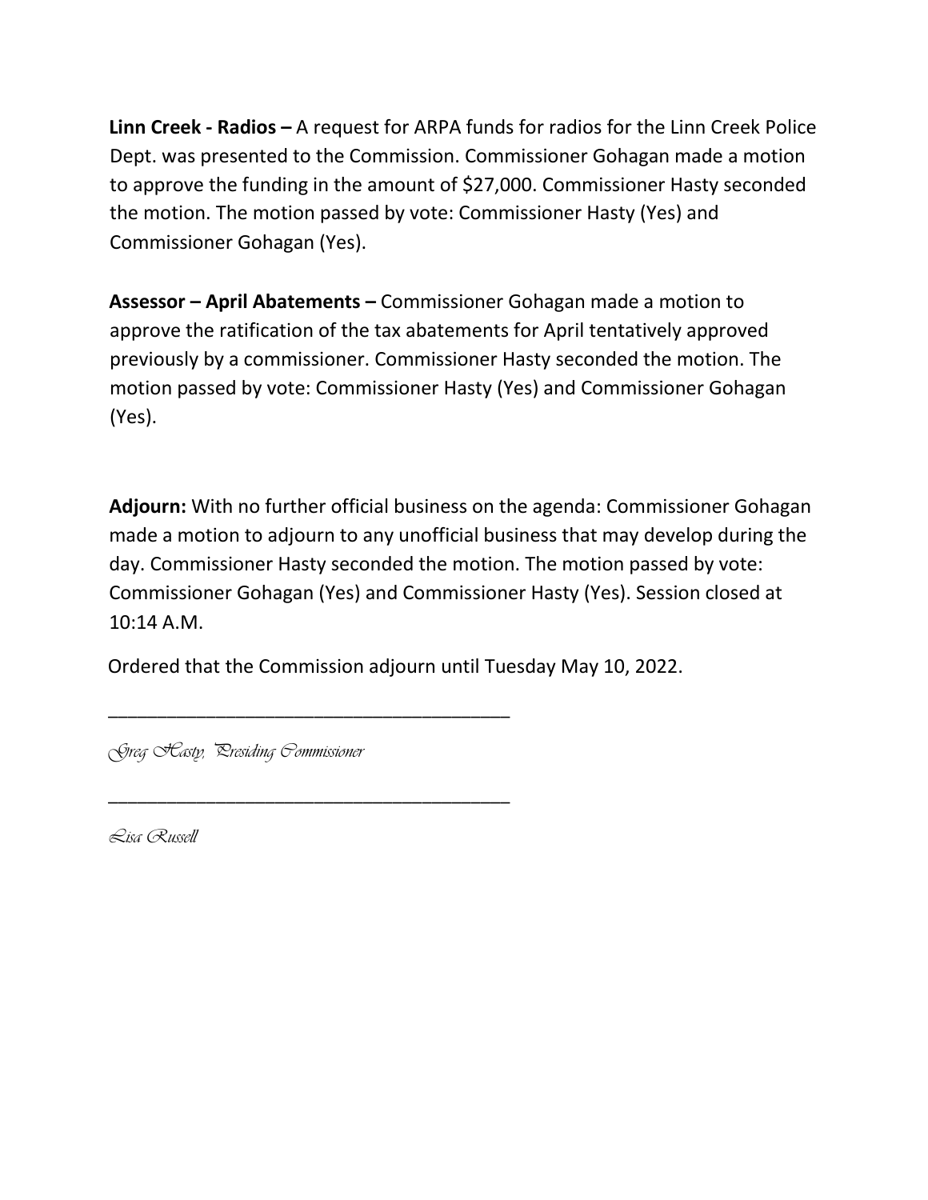**Linn Creek - Radios –** A request for ARPA funds for radios for the Linn Creek Police Dept. was presented to the Commission. Commissioner Gohagan made a motion to approve the funding in the amount of $27,000. Commissioner Hasty seconded the motion. The motion passed by vote: Commissioner Hasty (Yes) and Commissioner Gohagan (Yes).

**Assessor – April Abatements –** Commissioner Gohagan made a motion to approve the ratification of the tax abatements for April tentatively approved previously by a commissioner. Commissioner Hasty seconded the motion. The motion passed by vote: Commissioner Hasty (Yes) and Commissioner Gohagan (Yes).

**Adjourn:** With no further official business on the agenda: Commissioner Gohagan made a motion to adjourn to any unofficial business that may develop during the day. Commissioner Hasty seconded the motion. The motion passed by vote: Commissioner Gohagan (Yes) and Commissioner Hasty (Yes). Session closed at 10:14 A.M.

Ordered that the Commission adjourn until Tuesday May 10, 2022.

\_\_\_\_\_\_\_\_\_\_\_\_\_\_\_\_\_\_\_\_\_\_\_\_\_\_\_\_\_\_\_\_\_\_\_\_\_\_\_\_

*Greg Hasty, Presiding Commissioner*

\_\_\_\_\_\_\_\_\_\_\_\_\_\_\_\_\_\_\_\_\_\_\_\_\_\_\_\_\_\_\_\_\_\_\_\_\_\_\_\_

*Lisa Russell*